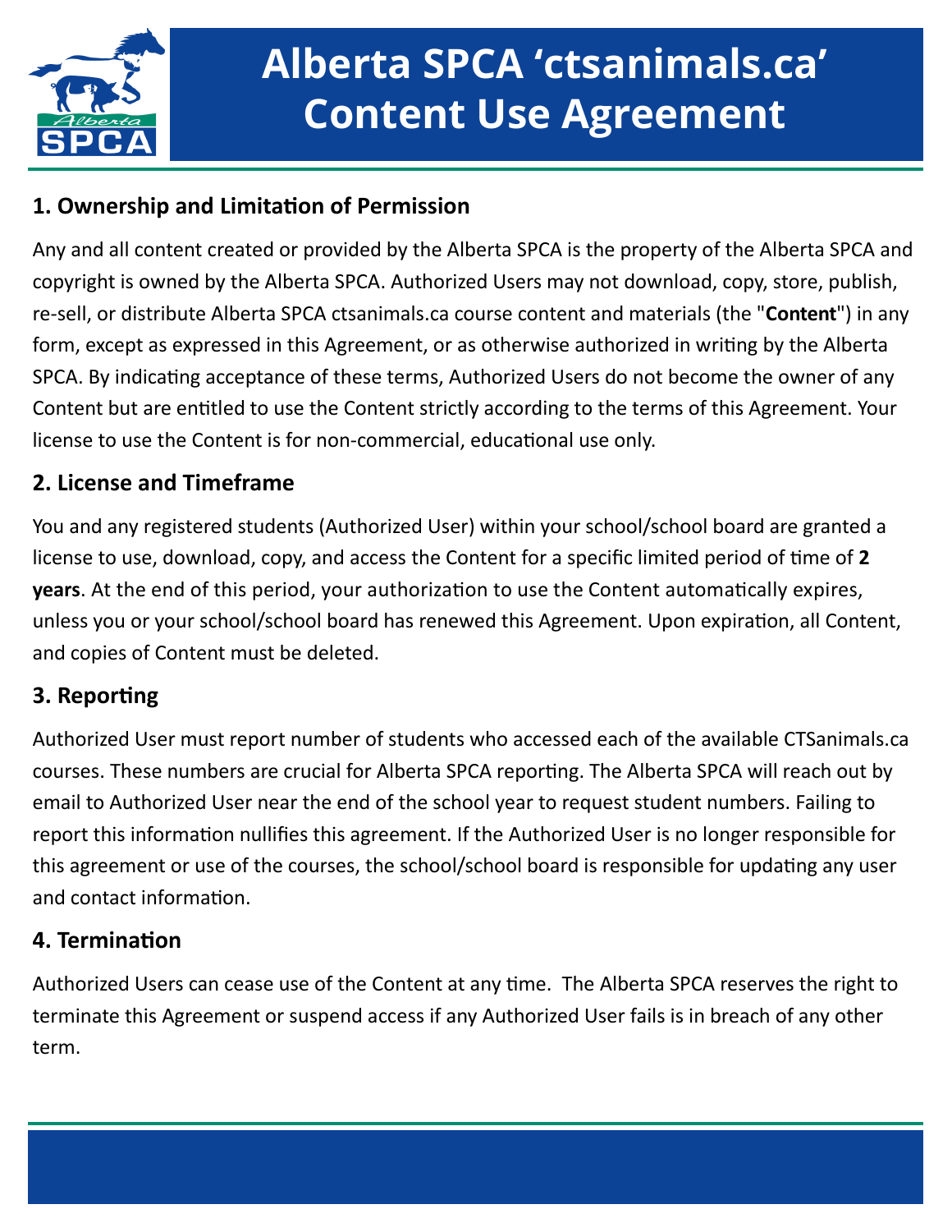# Alberta SPCA ‘ctsanimals.ca’ Content Use Agreement

## 1. Ownership and Limitation of Permission

Any and all content created or provided by the Alberta SPCA is the property of the Alberta SPCA and copyright is owned by the Alberta SPCA. Authorized Users may not download, copy, store, publish, re-sell, or distribute Alberta SPCA ctsanimals.ca course content and materials (the "**Content**") in any form, except as expressed in this Agreement, or as otherwise authorized in writing by the Alberta SPCA. By indicating acceptance of these terms, Authorized Users do not become the owner of any Content but are entitled to use the Content strictly according to the terms of this Agreement. Your license to use the Content is for non-commercial, educational use only.

## 2. License and Timeframe

You and any registered students (Authorized User) within your school/school board are granted a license to use, download, copy, and access the Content for a specific limited period of time of **2 years**. At the end of this period, your authorization to use the Content automatically expires, unless you or your school/school board has renewed this Agreement. Upon expiration, all Content, and copies of Content must be deleted.

## 3. Reporting

Authorized User must report number of students who accessed each of the available CTSanimals.ca courses. These numbers are crucial for Alberta SPCA reporting. The Alberta SPCA will reach out by email to Authorized User near the end of the school year to request student numbers. Failing to report this information nullifies this agreement. If the Authorized User is no longer responsible for this agreement or use of the courses, the school/school board is responsible for updating any user and contact information.

## 4. Termination

Authorized Users can cease use of the Content at any time. The Alberta SPCA reserves the right to terminate this Agreement or suspend access if any Authorized User fails is in breach of any other term.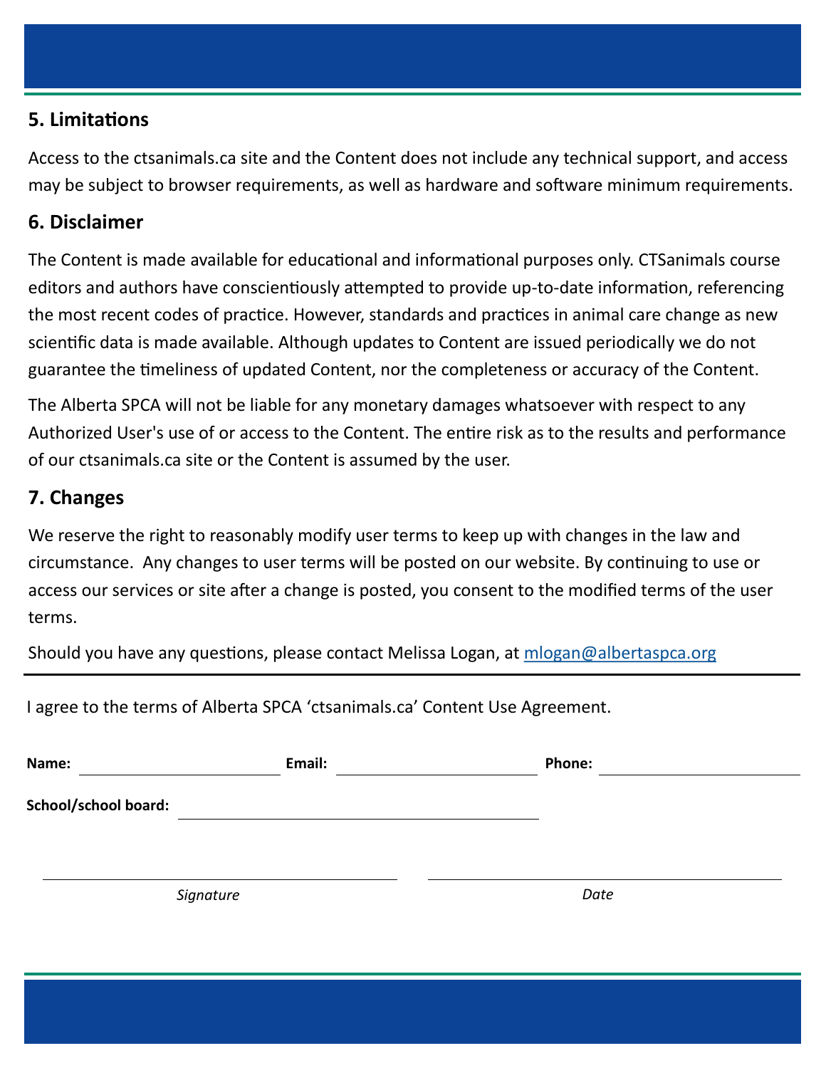## 5. Limitations

Access to the ctsanimals.ca site and the Content does not include any technical support, and access may be subject to browser requirements, as well as hardware and software minimum requirements.

## 6. Disclaimer

The Content is made available for educational and informational purposes only. CTSanimals course editors and authors have conscientiously attempted to provide up-to-date information, referencing the most recent codes of practice. However, standards and practices in animal care change as new scientific data is made available. Although updates to Content are issued periodically we do not guarantee the timeliness of updated Content, nor the completeness or accuracy of the Content.

The Alberta SPCA will not be liable for any monetary damages whatsoever with respect to any Authorized User's use of or access to the Content. The entire risk as to the results and performance of our ctsanimals.ca site or the Content is assumed by the user.

## 7. Changes

We reserve the right to reasonably modify user terms to keep up with changes in the law and circumstance. Any changes to user terms will be posted on our website. By continuing to use or access our services or site after a change is posted, you consent to the modified terms of the user terms.

Should you have any questions, please contact Melissa Logan, at [mlogan@albertaspca.org](mailto:mlogan@albertaspca.org)

---

I agree to the terms of Alberta SPCA 'ctsanimals.ca' Content Use Agreement.

**Name:** ______________________ **Email:** ______________________ **Phone:** ______________________

**School/school board:** ______________________________________

______________________________ ______________________________

*Signature* *Date*